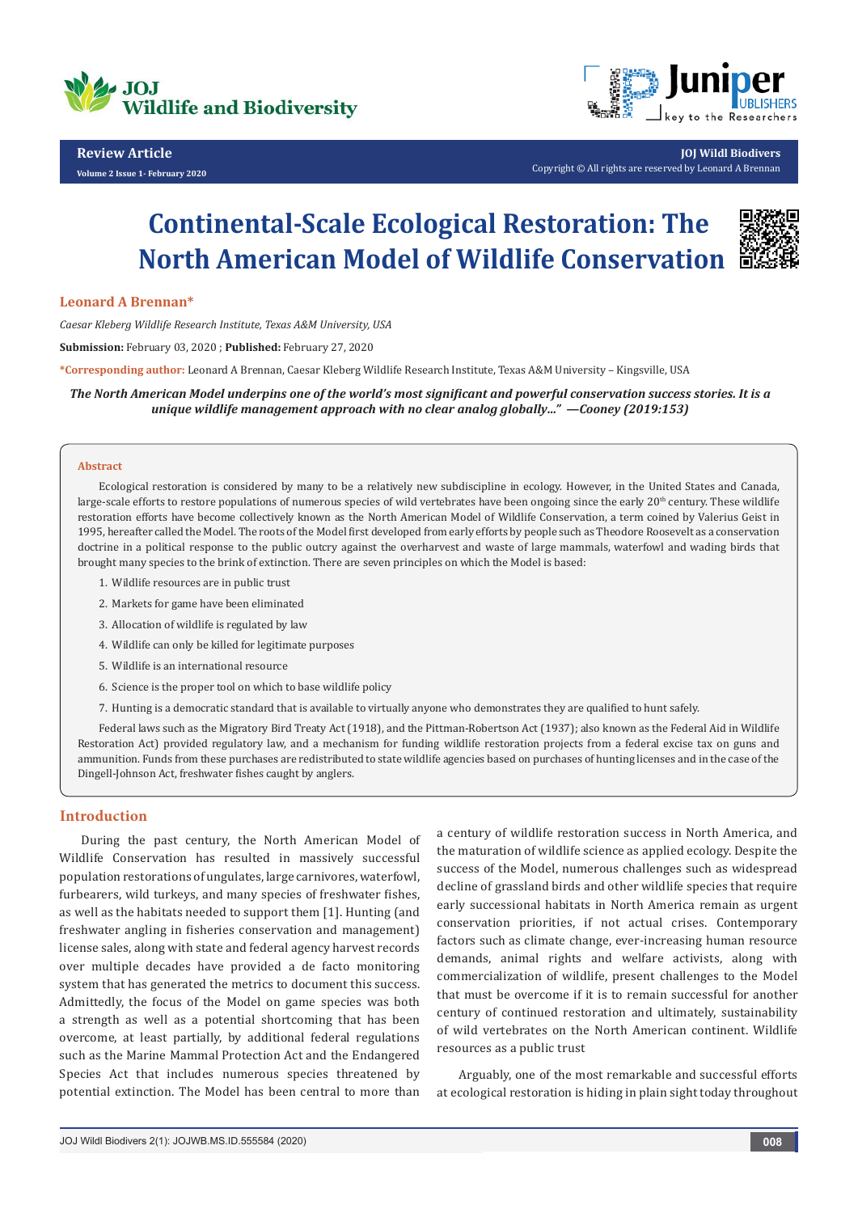Review Article

Volume 2 Issue 1- February 2020

Copyright © All rights are reserved by Leonard A Brennan

# Continental-Scale Ecological Restoration: The North American Model of Wildlife Conservation

**Leonard A Brennan***

*Caesar Kleberg Wildlife Research Institute, Texas A&M University, USA*

**Submission:** February 03, 2020 ; **Published:** February 27, 2020

***Corresponding author:** Leonard A Brennan, Caesar Kleberg Wildlife Research Institute, Texas A&M University – Kingsville, USA

***The North American Model underpins one of the world's most significant and powerful conservation success stories. It is a unique wildlife management approach with no clear analog globally…" —Cooney (2019:153)***

## Abstract

Ecological restoration is considered by many to be a relatively new subdiscipline in ecology. However, in the United States and Canada, large-scale efforts to restore populations of numerous species of wild vertebrates have been ongoing since the early 20th century. These wildlife restoration efforts have become collectively known as the North American Model of Wildlife Conservation, a term coined by Valerius Geist in 1995, hereafter called the Model. The roots of the Model first developed from early efforts by people such as Theodore Roosevelt as a conservation doctrine in a political response to the public outcry against the overharvest and waste of large mammals, waterfowl and wading birds that brought many species to the brink of extinction. There are seven principles on which the Model is based:

1. Wildlife resources are in public trust
2. Markets for game have been eliminated
3. Allocation of wildlife is regulated by law
4. Wildlife can only be killed for legitimate purposes
5. Wildlife is an international resource
6. Science is the proper tool on which to base wildlife policy
7. Hunting is a democratic standard that is available to virtually anyone who demonstrates they are qualified to hunt safely.

Federal laws such as the Migratory Bird Treaty Act (1918), and the Pittman-Robertson Act (1937); also known as the Federal Aid in Wildlife Restoration Act) provided regulatory law, and a mechanism for funding wildlife restoration projects from a federal excise tax on guns and ammunition. Funds from these purchases are redistributed to state wildlife agencies based on purchases of hunting licenses and in the case of the Dingell-Johnson Act, freshwater fishes caught by anglers.

## Introduction

During the past century, the North American Model of Wildlife Conservation has resulted in massively successful population restorations of ungulates, large carnivores, waterfowl, furbearers, wild turkeys, and many species of freshwater fishes, as well as the habitats needed to support them [1]. Hunting (and freshwater angling in fisheries conservation and management) license sales, along with state and federal agency harvest records over multiple decades have provided a de facto monitoring system that has generated the metrics to document this success. Admittedly, the focus of the Model on game species was both a strength as well as a potential shortcoming that has been overcome, at least partially, by additional federal regulations such as the Marine Mammal Protection Act and the Endangered Species Act that includes numerous species threatened by potential extinction. The Model has been central to more than a century of wildlife restoration success in North America, and the maturation of wildlife science as applied ecology. Despite the success of the Model, numerous challenges such as widespread decline of grassland birds and other wildlife species that require early successional habitats in North America remain as urgent conservation priorities, if not actual crises. Contemporary factors such as climate change, ever-increasing human resource demands, animal rights and welfare activists, along with commercialization of wildlife, present challenges to the Model that must be overcome if it is to remain successful for another century of continued restoration and ultimately, sustainability of wild vertebrates on the North American continent. Wildlife resources as a public trust

Arguably, one of the most remarkable and successful efforts at ecological restoration is hiding in plain sight today throughout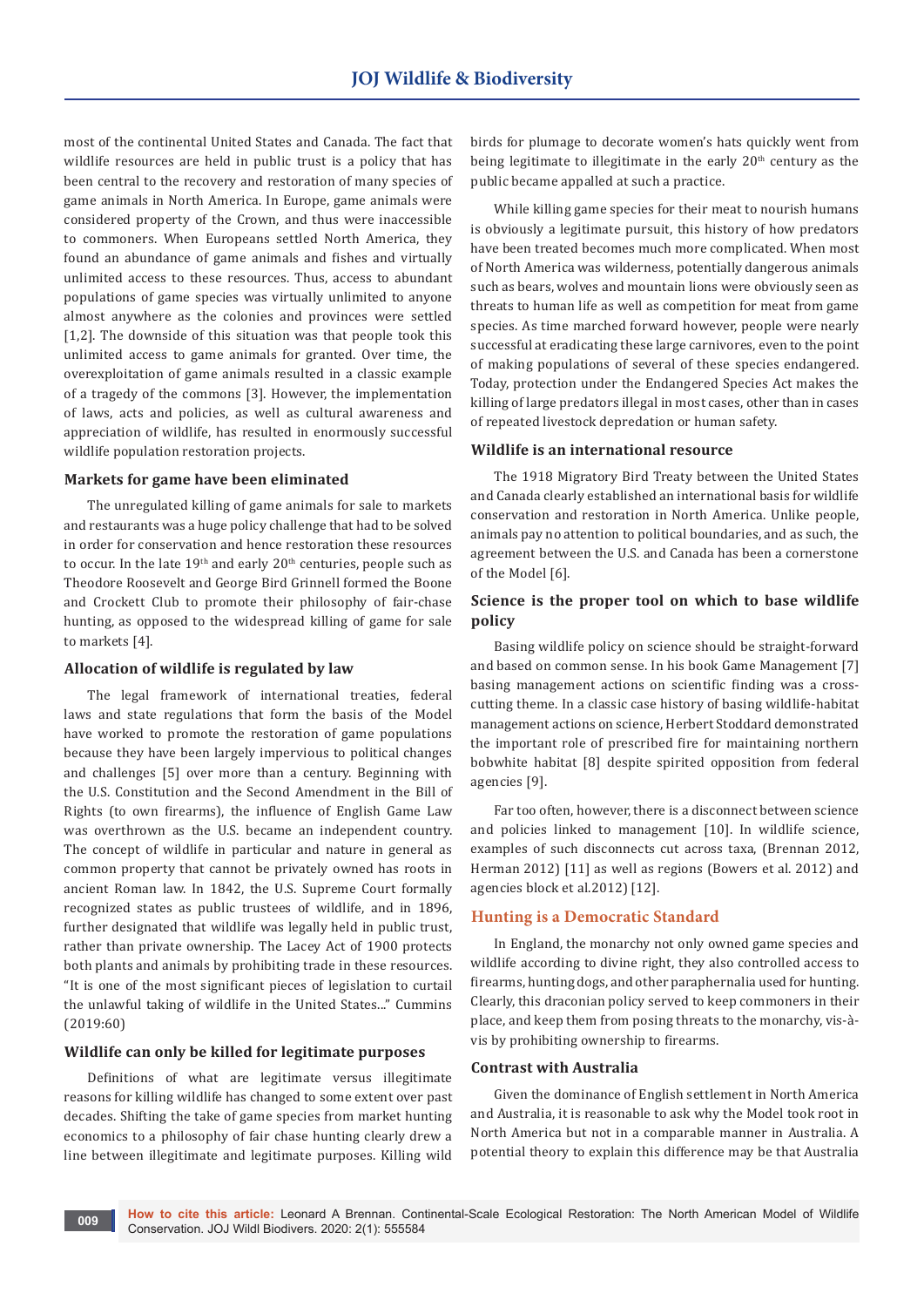most of the continental United States and Canada. The fact that wildlife resources are held in public trust is a policy that has been central to the recovery and restoration of many species of game animals in North America. In Europe, game animals were considered property of the Crown, and thus were inaccessible to commoners. When Europeans settled North America, they found an abundance of game animals and fishes and virtually unlimited access to these resources. Thus, access to abundant populations of game species was virtually unlimited to anyone almost anywhere as the colonies and provinces were settled [1,2]. The downside of this situation was that people took this unlimited access to game animals for granted. Over time, the overexploitation of game animals resulted in a classic example of a tragedy of the commons [3]. However, the implementation of laws, acts and policies, as well as cultural awareness and appreciation of wildlife, has resulted in enormously successful wildlife population restoration projects.

### Markets for game have been eliminated

The unregulated killing of game animals for sale to markets and restaurants was a huge policy challenge that had to be solved in order for conservation and hence restoration these resources to occur. In the late 19th and early 20th centuries, people such as Theodore Roosevelt and George Bird Grinnell formed the Boone and Crockett Club to promote their philosophy of fair-chase hunting, as opposed to the widespread killing of game for sale to markets [4].

### Allocation of wildlife is regulated by law

The legal framework of international treaties, federal laws and state regulations that form the basis of the Model have worked to promote the restoration of game populations because they have been largely impervious to political changes and challenges [5] over more than a century. Beginning with the U.S. Constitution and the Second Amendment in the Bill of Rights (to own firearms), the influence of English Game Law was overthrown as the U.S. became an independent country. The concept of wildlife in particular and nature in general as common property that cannot be privately owned has roots in ancient Roman law. In 1842, the U.S. Supreme Court formally recognized states as public trustees of wildlife, and in 1896, further designated that wildlife was legally held in public trust, rather than private ownership. The Lacey Act of 1900 protects both plants and animals by prohibiting trade in these resources. "It is one of the most significant pieces of legislation to curtail the unlawful taking of wildlife in the United States..." Cummins (2019:60)

### Wildlife can only be killed for legitimate purposes

Definitions of what are legitimate versus illegitimate reasons for killing wildlife has changed to some extent over past decades. Shifting the take of game species from market hunting economics to a philosophy of fair chase hunting clearly drew a line between illegitimate and legitimate purposes. Killing wild birds for plumage to decorate women's hats quickly went from being legitimate to illegitimate in the early 20th century as the public became appalled at such a practice.

While killing game species for their meat to nourish humans is obviously a legitimate pursuit, this history of how predators have been treated becomes much more complicated. When most of North America was wilderness, potentially dangerous animals such as bears, wolves and mountain lions were obviously seen as threats to human life as well as competition for meat from game species. As time marched forward however, people were nearly successful at eradicating these large carnivores, even to the point of making populations of several of these species endangered. Today, protection under the Endangered Species Act makes the killing of large predators illegal in most cases, other than in cases of repeated livestock depredation or human safety.

### Wildlife is an international resource

The 1918 Migratory Bird Treaty between the United States and Canada clearly established an international basis for wildlife conservation and restoration in North America. Unlike people, animals pay no attention to political boundaries, and as such, the agreement between the U.S. and Canada has been a cornerstone of the Model [6].

### Science is the proper tool on which to base wildlife policy

Basing wildlife policy on science should be straight-forward and based on common sense. In his book Game Management [7] basing management actions on scientific finding was a cross-cutting theme. In a classic case history of basing wildlife-habitat management actions on science, Herbert Stoddard demonstrated the important role of prescribed fire for maintaining northern bobwhite habitat [8] despite spirited opposition from federal agencies [9].

Far too often, however, there is a disconnect between science and policies linked to management [10]. In wildlife science, examples of such disconnects cut across taxa, (Brennan 2012, Herman 2012) [11] as well as regions (Bowers et al. 2012) and agencies block et al.2012) [12].

## Hunting is a Democratic Standard

In England, the monarchy not only owned game species and wildlife according to divine right, they also controlled access to firearms, hunting dogs, and other paraphernalia used for hunting. Clearly, this draconian policy served to keep commoners in their place, and keep them from posing threats to the monarchy, vis-à-vis by prohibiting ownership to firearms.

### Contrast with Australia

Given the dominance of English settlement in North America and Australia, it is reasonable to ask why the Model took root in North America but not in a comparable manner in Australia. A potential theory to explain this difference may be that Australia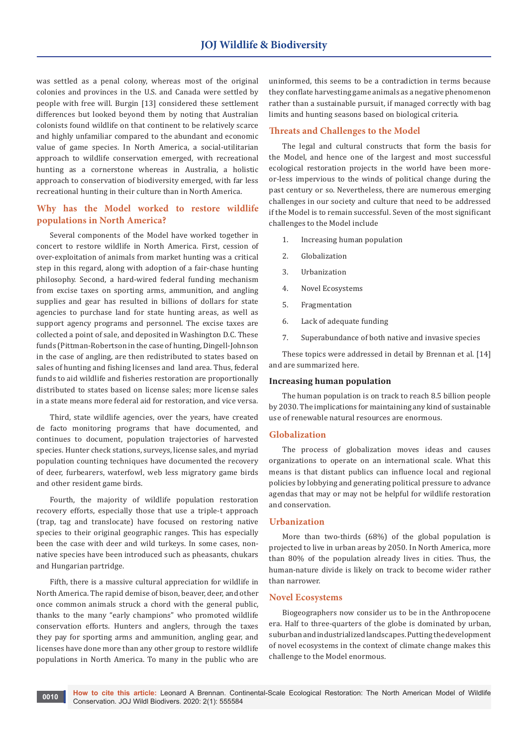was settled as a penal colony, whereas most of the original colonies and provinces in the U.S. and Canada were settled by people with free will. Burgin [13] considered these settlement differences but looked beyond them by noting that Australian colonists found wildlife on that continent to be relatively scarce and highly unfamiliar compared to the abundant and economic value of game species. In North America, a social-utilitarian approach to wildlife conservation emerged, with recreational hunting as a cornerstone whereas in Australia, a holistic approach to conservation of biodiversity emerged, with far less recreational hunting in their culture than in North America.

## Why has the Model worked to restore wildlife populations in North America?

Several components of the Model have worked together in concert to restore wildlife in North America. First, cession of over-exploitation of animals from market hunting was a critical step in this regard, along with adoption of a fair-chase hunting philosophy. Second, a hard-wired federal funding mechanism from excise taxes on sporting arms, ammunition, and angling supplies and gear has resulted in billions of dollars for state agencies to purchase land for state hunting areas, as well as support agency programs and personnel. The excise taxes are collected a point of sale, and deposited in Washington D.C. These funds (Pittman-Robertson in the case of hunting, Dingell-Johnson in the case of angling, are then redistributed to states based on sales of hunting and fishing licenses and land area. Thus, federal funds to aid wildlife and fisheries restoration are proportionally distributed to states based on license sales; more license sales in a state means more federal aid for restoration, and vice versa.

Third, state wildlife agencies, over the years, have created de facto monitoring programs that have documented, and continues to document, population trajectories of harvested species. Hunter check stations, surveys, license sales, and myriad population counting techniques have documented the recovery of deer, furbearers, waterfowl, web less migratory game birds and other resident game birds.

Fourth, the majority of wildlife population restoration recovery efforts, especially those that use a triple-t approach (trap, tag and translocate) have focused on restoring native species to their original geographic ranges. This has especially been the case with deer and wild turkeys. In some cases, non-native species have been introduced such as pheasants, chukars and Hungarian partridge.

Fifth, there is a massive cultural appreciation for wildlife in North America. The rapid demise of bison, beaver, deer, and other once common animals struck a chord with the general public, thanks to the many "early champions" who promoted wildlife conservation efforts. Hunters and anglers, through the taxes they pay for sporting arms and ammunition, angling gear, and licenses have done more than any other group to restore wildlife populations in North America. To many in the public who are uninformed, this seems to be a contradiction in terms because they conflate harvesting game animals as a negative phenomenon rather than a sustainable pursuit, if managed correctly with bag limits and hunting seasons based on biological criteria.

## Threats and Challenges to the Model

The legal and cultural constructs that form the basis for the Model, and hence one of the largest and most successful ecological restoration projects in the world have been more-or-less impervious to the winds of political change during the past century or so. Nevertheless, there are numerous emerging challenges in our society and culture that need to be addressed if the Model is to remain successful. Seven of the most significant challenges to the Model include

1. Increasing human population
2. Globalization
3. Urbanization
4. Novel Ecosystems
5. Fragmentation
6. Lack of adequate funding
7. Superabundance of both native and invasive species

These topics were addressed in detail by Brennan et al. [14] and are summarized here.

### Increasing human population

The human population is on track to reach 8.5 billion people by 2030. The implications for maintaining any kind of sustainable use of renewable natural resources are enormous.

### Globalization

The process of globalization moves ideas and causes organizations to operate on an international scale. What this means is that distant publics can influence local and regional policies by lobbying and generating political pressure to advance agendas that may or may not be helpful for wildlife restoration and conservation.

### Urbanization

More than two-thirds (68%) of the global population is projected to live in urban areas by 2050. In North America, more than 80% of the population already lives in cities. Thus, the human-nature divide is likely on track to become wider rather than narrower.

### Novel Ecosystems

Biogeographers now consider us to be in the Anthropocene era. Half to three-quarters of the globe is dominated by urban, suburban and industrialized landscapes. Putting the development of novel ecosystems in the context of climate change makes this challenge to the Model enormous.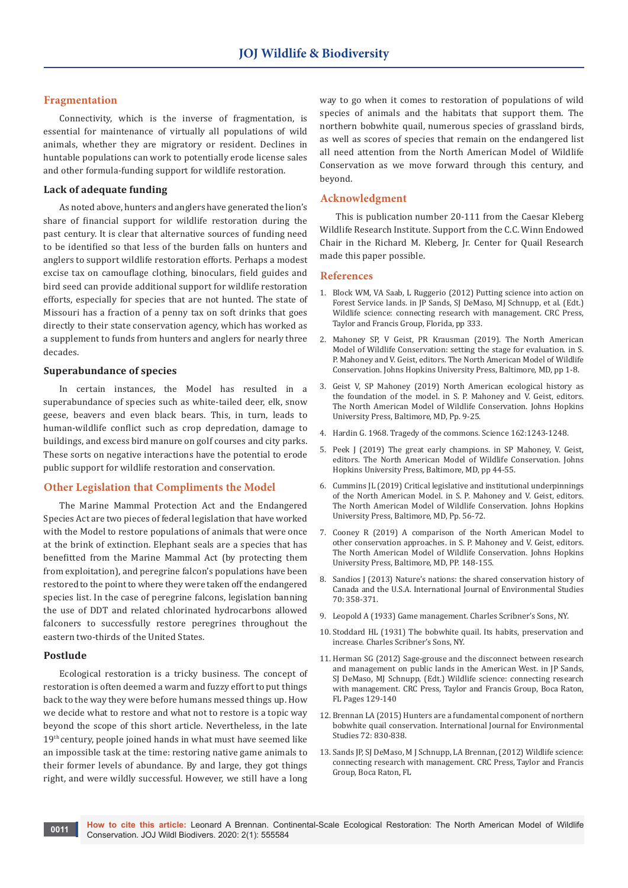## Fragmentation

Connectivity, which is the inverse of fragmentation, is essential for maintenance of virtually all populations of wild animals, whether they are migratory or resident. Declines in huntable populations can work to potentially erode license sales and other formula-funding support for wildlife restoration.

### Lack of adequate funding

As noted above, hunters and anglers have generated the lion's share of financial support for wildlife restoration during the past century. It is clear that alternative sources of funding need to be identified so that less of the burden falls on hunters and anglers to support wildlife restoration efforts. Perhaps a modest excise tax on camouflage clothing, binoculars, field guides and bird seed can provide additional support for wildlife restoration efforts, especially for species that are not hunted. The state of Missouri has a fraction of a penny tax on soft drinks that goes directly to their state conservation agency, which has worked as a supplement to funds from hunters and anglers for nearly three decades.

### Superabundance of species

In certain instances, the Model has resulted in a superabundance of species such as white-tailed deer, elk, snow geese, beavers and even black bears. This, in turn, leads to human-wildlife conflict such as crop depredation, damage to buildings, and excess bird manure on golf courses and city parks. These sorts on negative interactions have the potential to erode public support for wildlife restoration and conservation.

## Other Legislation that Compliments the Model

The Marine Mammal Protection Act and the Endangered Species Act are two pieces of federal legislation that have worked with the Model to restore populations of animals that were once at the brink of extinction. Elephant seals are a species that has benefitted from the Marine Mammal Act (by protecting them from exploitation), and peregrine falcon's populations have been restored to the point to where they were taken off the endangered species list. In the case of peregrine falcons, legislation banning the use of DDT and related chlorinated hydrocarbons allowed falconers to successfully restore peregrines throughout the eastern two-thirds of the United States.

### Postlude

Ecological restoration is a tricky business. The concept of restoration is often deemed a warm and fuzzy effort to put things back to the way they were before humans messed things up. How we decide what to restore and what not to restore is a topic way beyond the scope of this short article. Nevertheless, in the late 19th century, people joined hands in what must have seemed like an impossible task at the time: restoring native game animals to their former levels of abundance. By and large, they got things right, and were wildly successful. However, we still have a long way to go when it comes to restoration of populations of wild species of animals and the habitats that support them. The northern bobwhite quail, numerous species of grassland birds, as well as scores of species that remain on the endangered list all need attention from the North American Model of Wildlife Conservation as we move forward through this century, and beyond.

## Acknowledgment

This is publication number 20-111 from the Caesar Kleberg Wildlife Research Institute. Support from the C.C. Winn Endowed Chair in the Richard M. Kleberg, Jr. Center for Quail Research made this paper possible.

## References

1. Block WM, VA Saab, L Ruggerio (2012) Putting science into action on Forest Service lands. in JP Sands, SJ DeMaso, MJ Schnupp, et al. (Edt.) Wildlife science: connecting research with management. CRC Press, Taylor and Francis Group, Florida, pp 333.
2. Mahoney SP, V Geist, PR Krausman (2019). The North American Model of Wildlife Conservation: setting the stage for evaluation. in S. P. Mahoney and V. Geist, editors. The North American Model of Wildlife Conservation. Johns Hopkins University Press, Baltimore, MD, pp 1-8.
3. Geist V, SP Mahoney (2019) North American ecological history as the foundation of the model. in S. P. Mahoney and V. Geist, editors. The North American Model of Wildlife Conservation. Johns Hopkins University Press, Baltimore, MD, Pp. 9-25.
4. Hardin G. 1968. Tragedy of the commons. Science 162:1243-1248.
5. Peek J (2019) The great early champions. in SP Mahoney, V. Geist, editors. The North American Model of Wildlife Conservation. Johns Hopkins University Press, Baltimore, MD, pp 44-55.
6. Cummins JL (2019) Critical legislative and institutional underpinnings of the North American Model. in S. P. Mahoney and V. Geist, editors. The North American Model of Wildlife Conservation. Johns Hopkins University Press, Baltimore, MD, Pp. 56-72.
7. Cooney R (2019) A comparison of the North American Model to other conservation approaches. in S. P. Mahoney and V. Geist, editors. The North American Model of Wildlife Conservation. Johns Hopkins University Press, Baltimore, MD, PP. 148-155.
8. Sandios J (2013) Nature's nations: the shared conservation history of Canada and the U.S.A. International Journal of Environmental Studies 70: 358-371.
9. Leopold A (1933) Game management. Charles Scribner's Sons, NY.
10. Stoddard HL (1931) The bobwhite quail. Its habits, preservation and increase. Charles Scribner's Sons, NY.
11. Herman SG (2012) Sage-grouse and the disconnect between research and management on public lands in the American West. in JP Sands, SJ DeMaso, MJ Schnupp, (Edt.) Wildlife science: connecting research with management. CRC Press, Taylor and Francis Group, Boca Raton, FL Pages 129-140
12. Brennan LA (2015) Hunters are a fundamental component of northern bobwhite quail conservation. International Journal for Environmental Studies 72: 830-838.
13. Sands JP, SJ DeMaso, M J Schnupp, LA Brennan, (2012) Wildlife science: connecting research with management. CRC Press, Taylor and Francis Group, Boca Raton, FL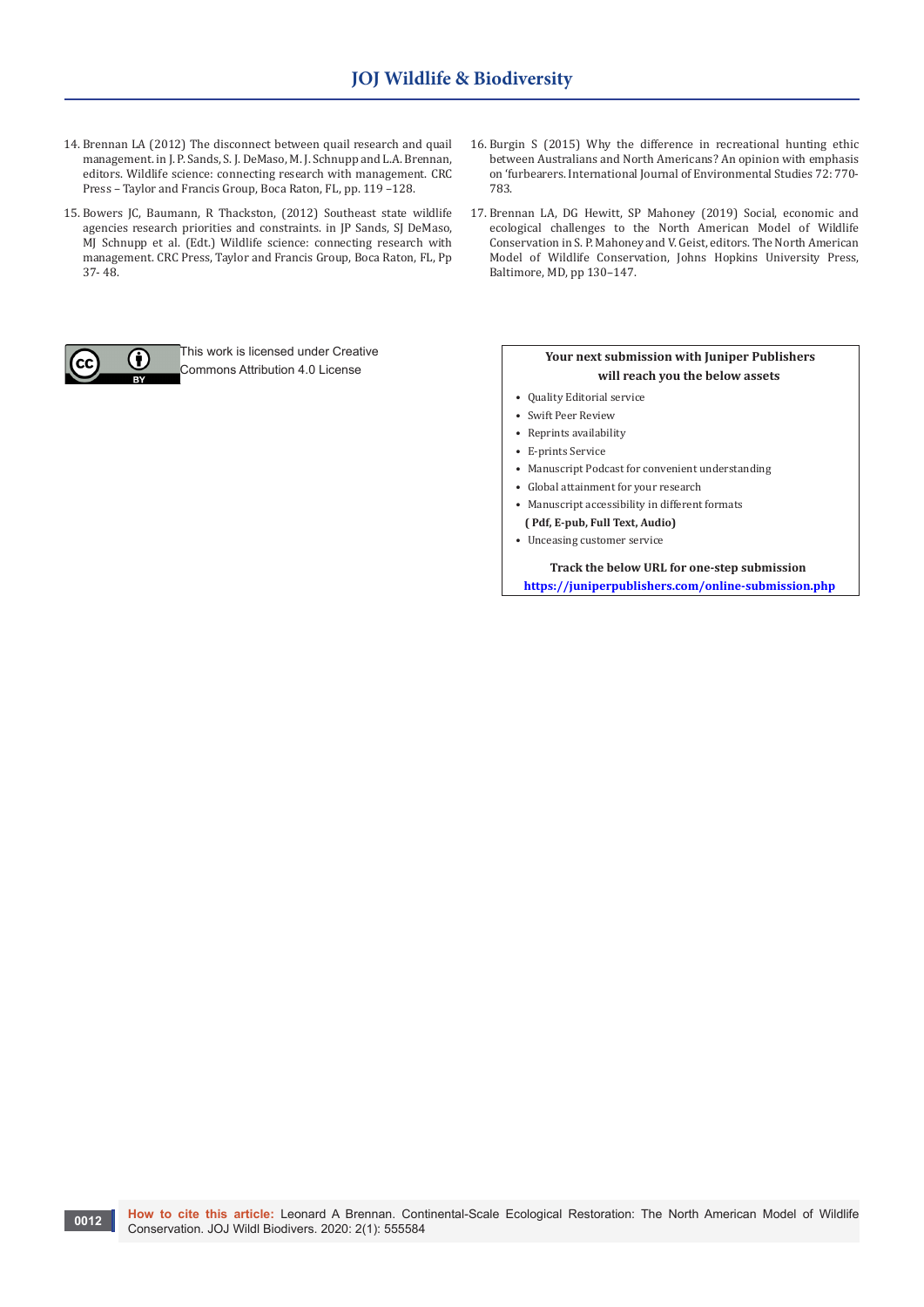14. Brennan LA (2012) The disconnect between quail research and quail management. in J. P. Sands, S. J. DeMaso, M. J. Schnupp and L.A. Brennan, editors. Wildlife science: connecting research with management. CRC Press – Taylor and Francis Group, Boca Raton, FL, pp. 119 –128.

15. Bowers JC, Baumann, R Thackston, (2012) Southeast state wildlife agencies research priorities and constraints. in JP Sands, SJ DeMaso, MJ Schnupp et al. (Edt.) Wildlife science: connecting research with management. CRC Press, Taylor and Francis Group, Boca Raton, FL, Pp 37- 48.

16. Burgin S (2015) Why the difference in recreational hunting ethic between Australians and North Americans? An opinion with emphasis on 'furbearers. International Journal of Environmental Studies 72: 770-783.

17. Brennan LA, DG Hewitt, SP Mahoney (2019) Social, economic and ecological challenges to the North American Model of Wildlife Conservation in S. P. Mahoney and V. Geist, editors. The North American Model of Wildlife Conservation, Johns Hopkins University Press, Baltimore, MD, pp 130–147.

This work is licensed under Creative Commons Attribution 4.0 License

**Your next submission with Juniper Publishers will reach you the below assets**

- Quality Editorial service
- Swift Peer Review
- Reprints availability
- E-prints Service
- Manuscript Podcast for convenient understanding
- Global attainment for your research
- Manuscript accessibility in different formats

**( Pdf, E-pub, Full Text, Audio)**

- Unceasing customer service

**Track the below URL for one-step submission**
**https://juniperpublishers.com/online-submission.php**

**How to cite this article:** Leonard A Brennan. Continental-Scale Ecological Restoration: The North American Model of Wildlife Conservation. JOJ Wildl Biodivers. 2020: 2(1): 555584